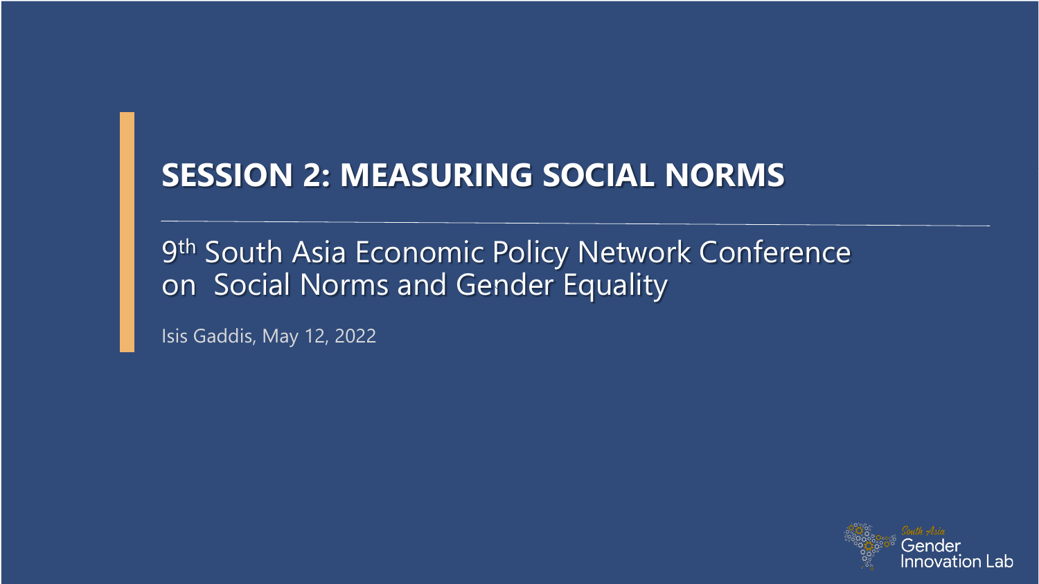# SESSION 2: MEASURING SOCIAL NORMS

9th South Asia Economic Policy Network Conference on Social Norms and Gender Equality

Isis Gaddis, May 12, 2022

South Asia Gender Innovation Lab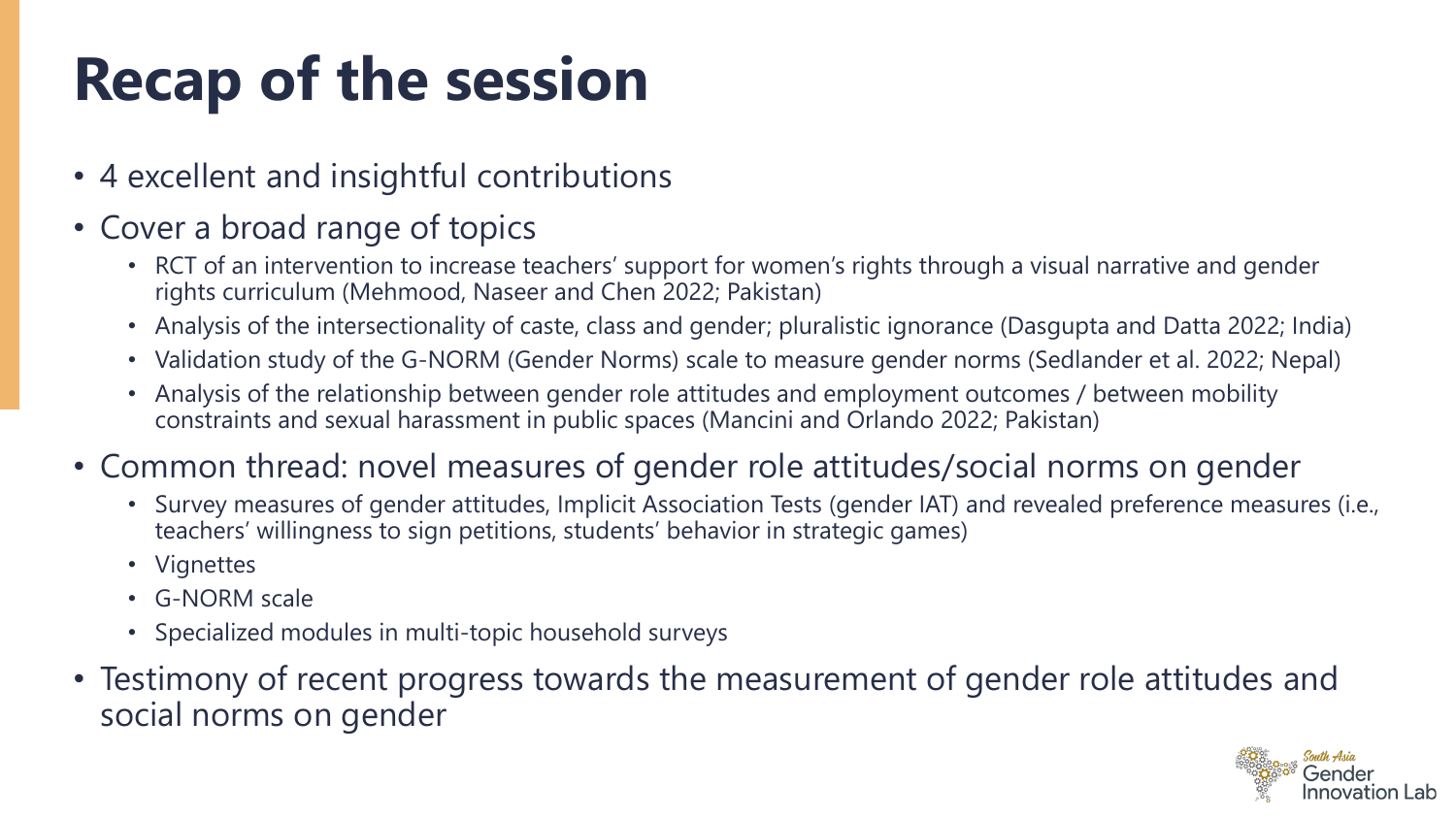# Recap of the session

- 4 excellent and insightful contributions
- Cover a broad range of topics
  - RCT of an intervention to increase teachers' support for women's rights through a visual narrative and gender rights curriculum (Mehmood, Naseer and Chen 2022; Pakistan)
  - Analysis of the intersectionality of caste, class and gender; pluralistic ignorance (Dasgupta and Datta 2022; India)
  - Validation study of the G-NORM (Gender Norms) scale to measure gender norms (Sedlander et al. 2022; Nepal)
  - Analysis of the relationship between gender role attitudes and employment outcomes / between mobility constraints and sexual harassment in public spaces (Mancini and Orlando 2022; Pakistan)
- Common thread: novel measures of gender role attitudes/social norms on gender
  - Survey measures of gender attitudes, Implicit Association Tests (gender IAT) and revealed preference measures (i.e., teachers' willingness to sign petitions, students' behavior in strategic games)
  - Vignettes
  - G-NORM scale
  - Specialized modules in multi-topic household surveys
- Testimony of recent progress towards the measurement of gender role attitudes and social norms on gender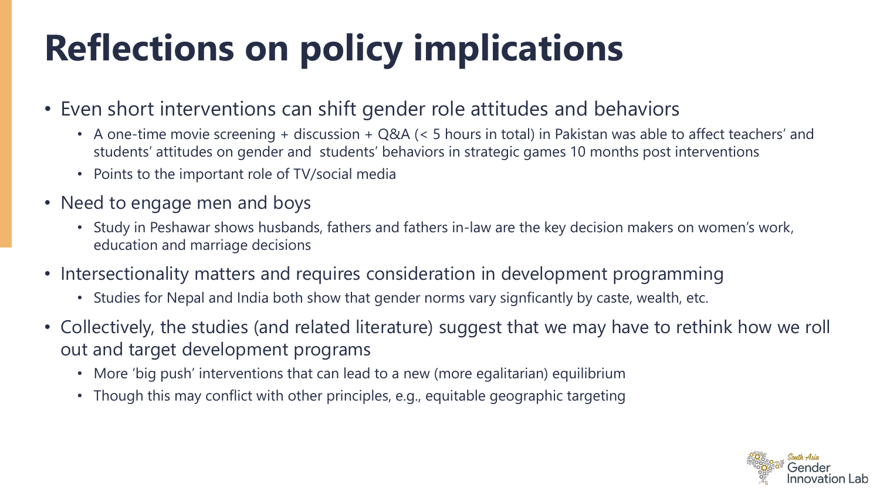# Reflections on policy implications

- Even short interventions can shift gender role attitudes and behaviors
  - A one-time movie screening + discussion + Q&A (< 5 hours in total) in Pakistan was able to affect teachers' and students' attitudes on gender and students' behaviors in strategic games 10 months post interventions
  - Points to the important role of TV/social media
- Need to engage men and boys
  - Study in Peshawar shows husbands, fathers and fathers in-law are the key decision makers on women's work, education and marriage decisions
- Intersectionality matters and requires consideration in development programming
  - Studies for Nepal and India both show that gender norms vary signficantly by caste, wealth, etc.
- Collectively, the studies (and related literature) suggest that we may have to rethink how we roll out and target development programs
  - More 'big push' interventions that can lead to a new (more egalitarian) equilibrium
  - Though this may conflict with other principles, e.g., equitable geographic targeting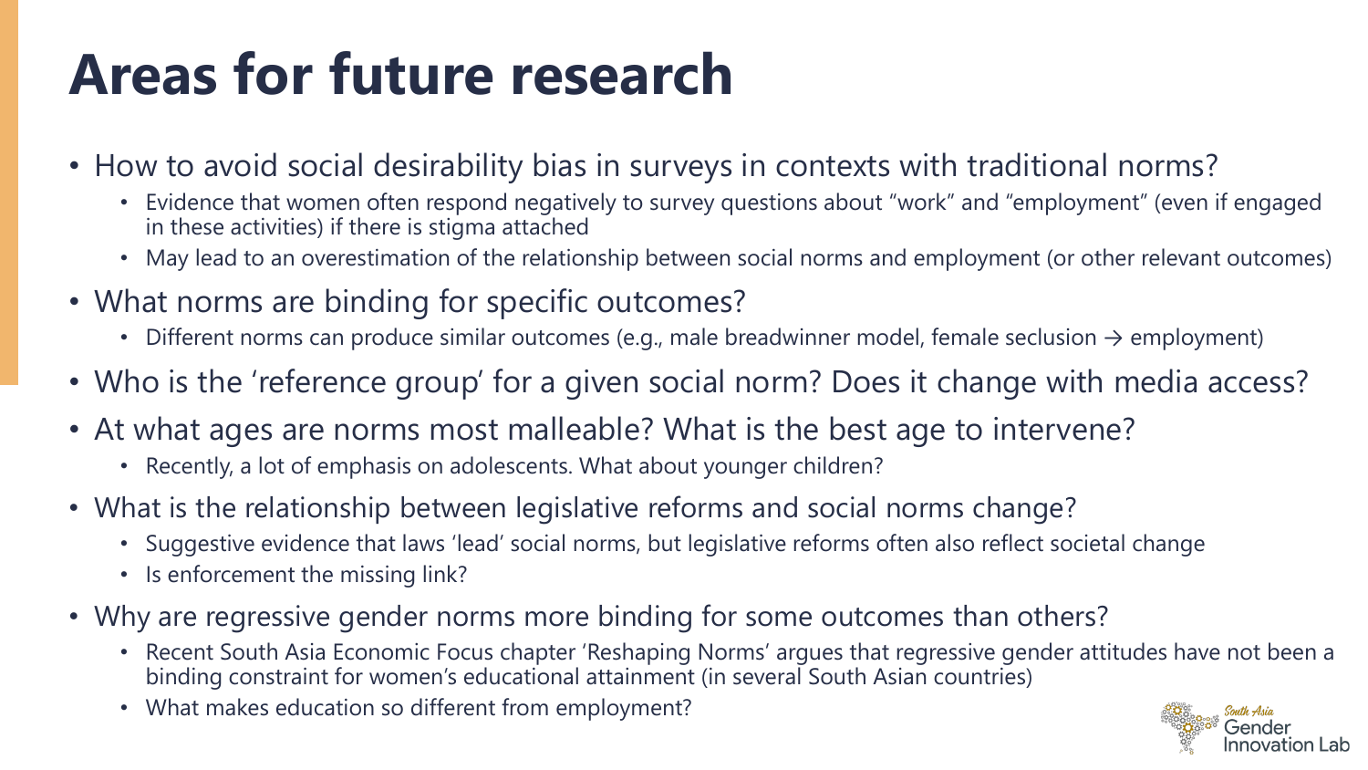# Areas for future research

- How to avoid social desirability bias in surveys in contexts with traditional norms?
  - Evidence that women often respond negatively to survey questions about "work" and "employment" (even if engaged in these activities) if there is stigma attached
  - May lead to an overestimation of the relationship between social norms and employment (or other relevant outcomes)
- What norms are binding for specific outcomes?
  - Different norms can produce similar outcomes (e.g., male breadwinner model, female seclusion → employment)
- Who is the 'reference group' for a given social norm? Does it change with media access?
- At what ages are norms most malleable? What is the best age to intervene?
  - Recently, a lot of emphasis on adolescents. What about younger children?
- What is the relationship between legislative reforms and social norms change?
  - Suggestive evidence that laws 'lead' social norms, but legislative reforms often also reflect societal change
  - Is enforcement the missing link?
- Why are regressive gender norms more binding for some outcomes than others?
  - Recent South Asia Economic Focus chapter 'Reshaping Norms' argues that regressive gender attitudes have not been a binding constraint for women's educational attainment (in several South Asian countries)
  - What makes education so different from employment?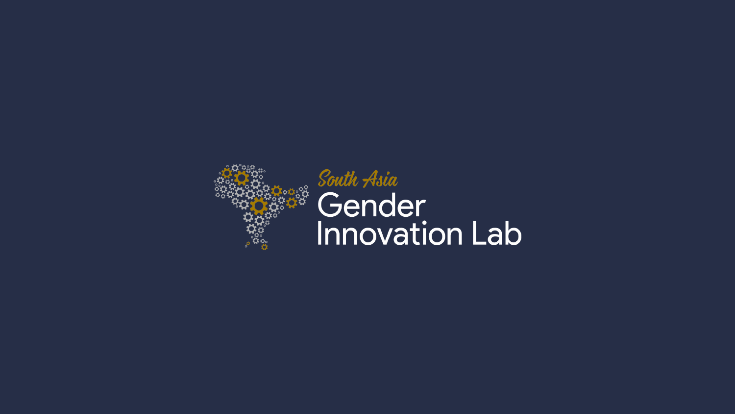South Asia

Gender Innovation Lab